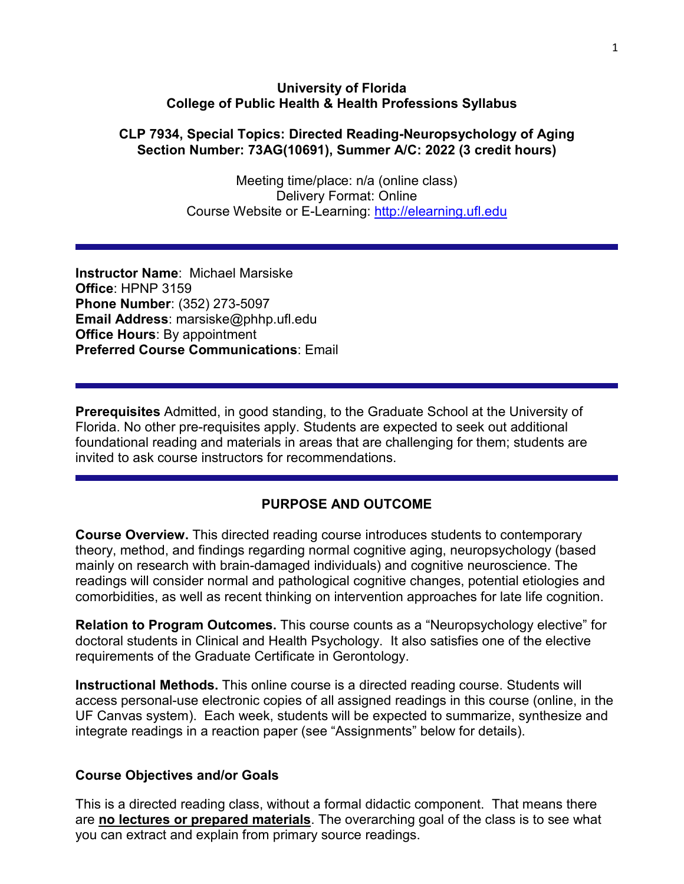**University of Florida**
**College of Public Health & Health Professions Syllabus**

**CLP 7934, Special Topics: Directed Reading-Neuropsychology of Aging**
**Section Number: 73AG(10691), Summer A/C: 2022 (3 credit hours)**

Meeting time/place: n/a (online class)
Delivery Format: Online
Course Website or E-Learning: http://elearning.ufl.edu

---

**Instructor Name**: Michael Marsiske
**Office**: HPNP 3159
**Phone Number**: (352) 273-5097
**Email Address**: marsiske@phhp.ufl.edu
**Office Hours**: By appointment
**Preferred Course Communications**: Email

---

**Prerequisites** Admitted, in good standing, to the Graduate School at the University of Florida. No other pre-requisites apply. Students are expected to seek out additional foundational reading and materials in areas that are challenging for them; students are invited to ask course instructors for recommendations.

---

## PURPOSE AND OUTCOME

**Course Overview.** This directed reading course introduces students to contemporary theory, method, and findings regarding normal cognitive aging, neuropsychology (based mainly on research with brain-damaged individuals) and cognitive neuroscience. The readings will consider normal and pathological cognitive changes, potential etiologies and comorbidities, as well as recent thinking on intervention approaches for late life cognition.

**Relation to Program Outcomes.** This course counts as a "Neuropsychology elective" for doctoral students in Clinical and Health Psychology. It also satisfies one of the elective requirements of the Graduate Certificate in Gerontology.

**Instructional Methods.** This online course is a directed reading course. Students will access personal-use electronic copies of all assigned readings in this course (online, in the UF Canvas system). Each week, students will be expected to summarize, synthesize and integrate readings in a reaction paper (see "Assignments" below for details).

### Course Objectives and/or Goals

This is a directed reading class, without a formal didactic component. That means there are **no lectures or prepared materials**. The overarching goal of the class is to see what you can extract and explain from primary source readings.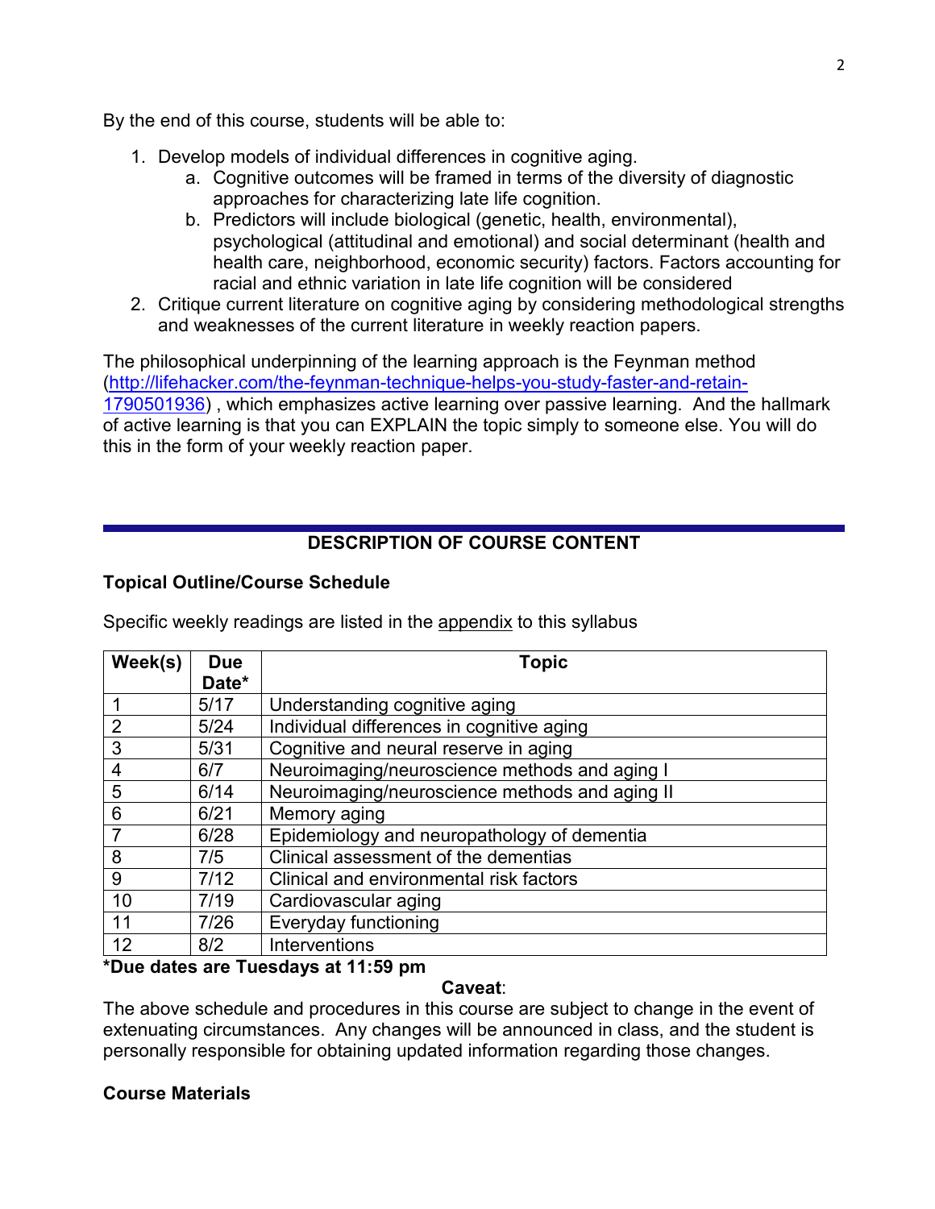By the end of this course, students will be able to:

1. Develop models of individual differences in cognitive aging.
   a. Cognitive outcomes will be framed in terms of the diversity of diagnostic approaches for characterizing late life cognition.
   b. Predictors will include biological (genetic, health, environmental), psychological (attitudinal and emotional) and social determinant (health and health care, neighborhood, economic security) factors. Factors accounting for racial and ethnic variation in late life cognition will be considered
2. Critique current literature on cognitive aging by considering methodological strengths and weaknesses of the current literature in weekly reaction papers.

The philosophical underpinning of the learning approach is the Feynman method (http://lifehacker.com/the-feynman-technique-helps-you-study-faster-and-retain-1790501936) , which emphasizes active learning over passive learning. And the hallmark of active learning is that you can EXPLAIN the topic simply to someone else. You will do this in the form of your weekly reaction paper.

## DESCRIPTION OF COURSE CONTENT

### Topical Outline/Course Schedule

Specific weekly readings are listed in the appendix to this syllabus

| Week(s) | Due Date* | Topic |
|---|---|---|
| 1 | 5/17 | Understanding cognitive aging |
| 2 | 5/24 | Individual differences in cognitive aging |
| 3 | 5/31 | Cognitive and neural reserve in aging |
| 4 | 6/7 | Neuroimaging/neuroscience methods and aging I |
| 5 | 6/14 | Neuroimaging/neuroscience methods and aging II |
| 6 | 6/21 | Memory aging |
| 7 | 6/28 | Epidemiology and neuropathology of dementia |
| 8 | 7/5 | Clinical assessment of the dementias |
| 9 | 7/12 | Clinical and environmental risk factors |
| 10 | 7/19 | Cardiovascular aging |
| 11 | 7/26 | Everyday functioning |
| 12 | 8/2 | Interventions |

**\*Due dates are Tuesdays at 11:59 pm**

**Caveat**:

The above schedule and procedures in this course are subject to change in the event of extenuating circumstances. Any changes will be announced in class, and the student is personally responsible for obtaining updated information regarding those changes.

### Course Materials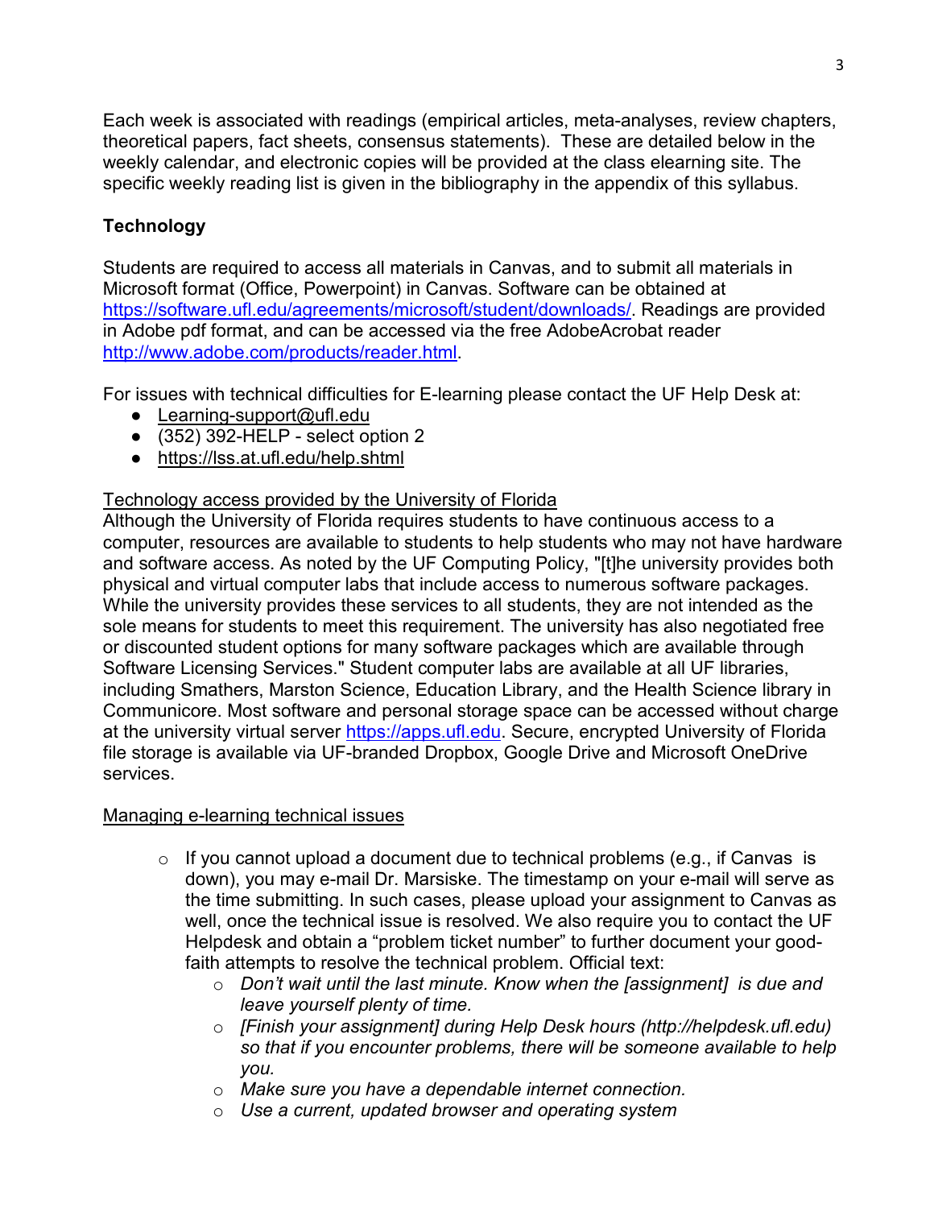Each week is associated with readings (empirical articles, meta-analyses, review chapters, theoretical papers, fact sheets, consensus statements). These are detailed below in the weekly calendar, and electronic copies will be provided at the class elearning site. The specific weekly reading list is given in the bibliography in the appendix of this syllabus.

## Technology

Students are required to access all materials in Canvas, and to submit all materials in Microsoft format (Office, Powerpoint) in Canvas. Software can be obtained at https://software.ufl.edu/agreements/microsoft/student/downloads/. Readings are provided in Adobe pdf format, and can be accessed via the free AdobeAcrobat reader http://www.adobe.com/products/reader.html.

For issues with technical difficulties for E-learning please contact the UF Help Desk at:

- Learning-support@ufl.edu
- (352) 392-HELP - select option 2
- https://lss.at.ufl.edu/help.shtml

Technology access provided by the University of Florida

Although the University of Florida requires students to have continuous access to a computer, resources are available to students to help students who may not have hardware and software access. As noted by the UF Computing Policy, "[t]he university provides both physical and virtual computer labs that include access to numerous software packages. While the university provides these services to all students, they are not intended as the sole means for students to meet this requirement. The university has also negotiated free or discounted student options for many software packages which are available through Software Licensing Services." Student computer labs are available at all UF libraries, including Smathers, Marston Science, Education Library, and the Health Science library in Communicore. Most software and personal storage space can be accessed without charge at the university virtual server https://apps.ufl.edu. Secure, encrypted University of Florida file storage is available via UF-branded Dropbox, Google Drive and Microsoft OneDrive services.

Managing e-learning technical issues

- If you cannot upload a document due to technical problems (e.g., if Canvas is down), you may e-mail Dr. Marsiske. The timestamp on your e-mail will serve as the time submitting. In such cases, please upload your assignment to Canvas as well, once the technical issue is resolved. We also require you to contact the UF Helpdesk and obtain a "problem ticket number" to further document your good-faith attempts to resolve the technical problem. Official text:
  - *Don't wait until the last minute. Know when the [assignment] is due and leave yourself plenty of time.*
  - *[Finish your assignment] during Help Desk hours (http://helpdesk.ufl.edu) so that if you encounter problems, there will be someone available to help you.*
  - *Make sure you have a dependable internet connection.*
  - *Use a current, updated browser and operating system*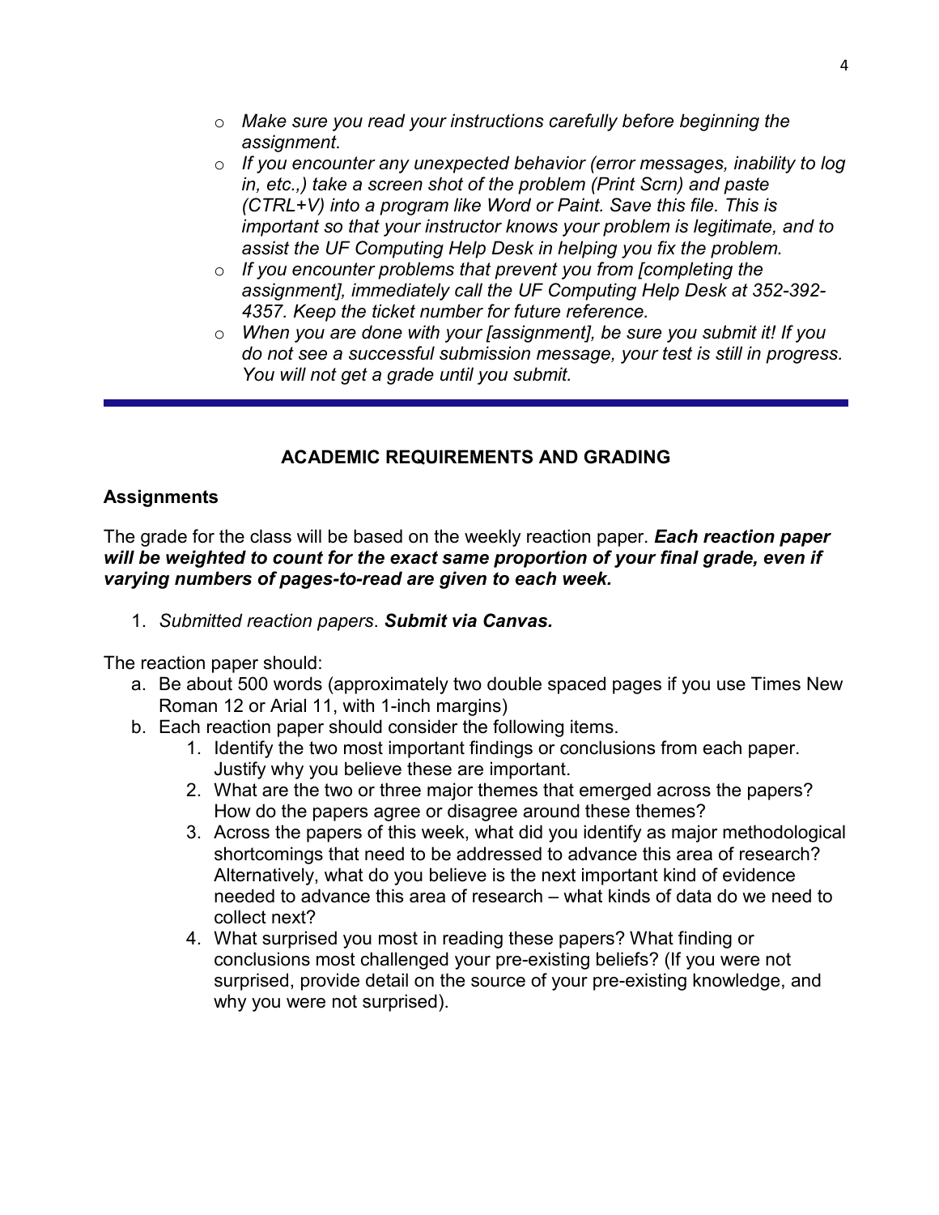- *Make sure you read your instructions carefully before beginning the assignment.*
- *If you encounter any unexpected behavior (error messages, inability to log in, etc.,) take a screen shot of the problem (Print Scrn) and paste (CTRL+V) into a program like Word or Paint. Save this file. This is important so that your instructor knows your problem is legitimate, and to assist the UF Computing Help Desk in helping you fix the problem.*
- *If you encounter problems that prevent you from [completing the assignment], immediately call the UF Computing Help Desk at 352-392-4357. Keep the ticket number for future reference.*
- *When you are done with your [assignment], be sure you submit it! If you do not see a successful submission message, your test is still in progress. You will not get a grade until you submit.*

---

## ACADEMIC REQUIREMENTS AND GRADING

### Assignments

The grade for the class will be based on the weekly reaction paper. ***Each reaction paper will be weighted to count for the exact same proportion of your final grade, even if varying numbers of pages-to-read are given to each week.***

1. *Submitted reaction papers*. ***Submit via Canvas.***

The reaction paper should:

a. Be about 500 words (approximately two double spaced pages if you use Times New Roman 12 or Arial 11, with 1-inch margins)
b. Each reaction paper should consider the following items.
   1. Identify the two most important findings or conclusions from each paper. Justify why you believe these are important.
   2. What are the two or three major themes that emerged across the papers? How do the papers agree or disagree around these themes?
   3. Across the papers of this week, what did you identify as major methodological shortcomings that need to be addressed to advance this area of research? Alternatively, what do you believe is the next important kind of evidence needed to advance this area of research – what kinds of data do we need to collect next?
   4. What surprised you most in reading these papers? What finding or conclusions most challenged your pre-existing beliefs? (If you were not surprised, provide detail on the source of your pre-existing knowledge, and why you were not surprised).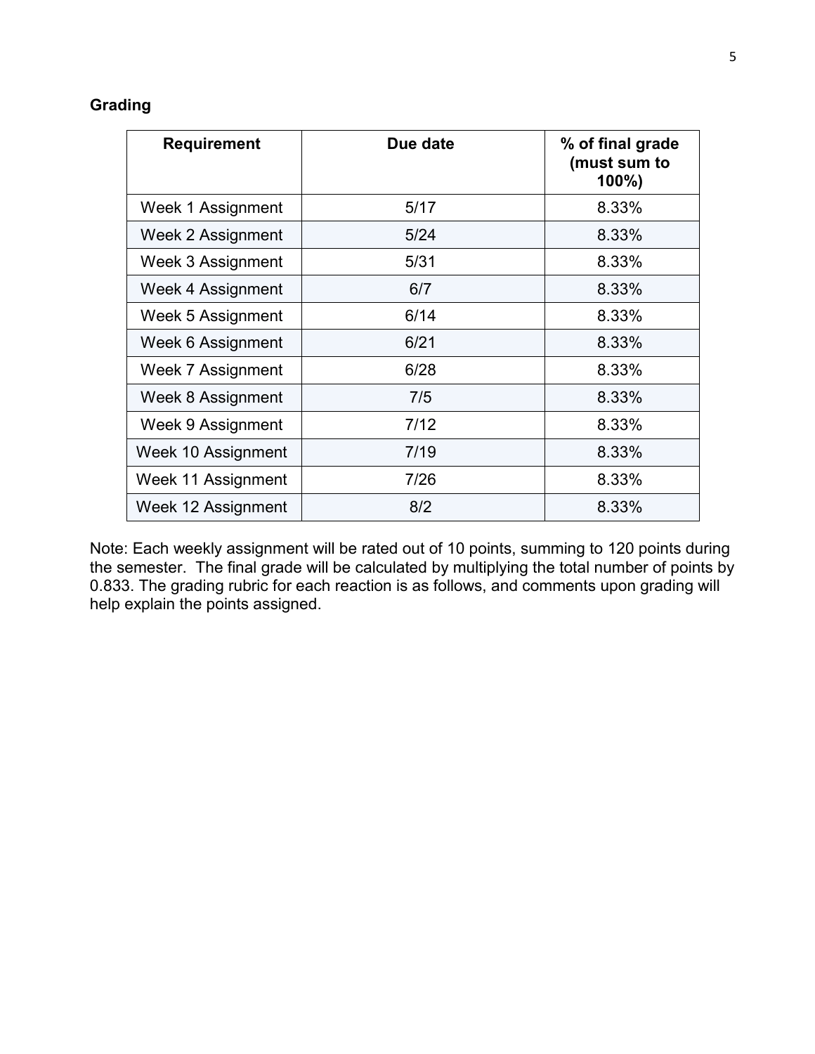**Grading**

| Requirement | Due date | % of final grade (must sum to 100%) |
|---|---|---|
| Week 1 Assignment | 5/17 | 8.33% |
| Week 2 Assignment | 5/24 | 8.33% |
| Week 3 Assignment | 5/31 | 8.33% |
| Week 4 Assignment | 6/7 | 8.33% |
| Week 5 Assignment | 6/14 | 8.33% |
| Week 6 Assignment | 6/21 | 8.33% |
| Week 7 Assignment | 6/28 | 8.33% |
| Week 8 Assignment | 7/5 | 8.33% |
| Week 9 Assignment | 7/12 | 8.33% |
| Week 10 Assignment | 7/19 | 8.33% |
| Week 11 Assignment | 7/26 | 8.33% |
| Week 12 Assignment | 8/2 | 8.33% |

Note: Each weekly assignment will be rated out of 10 points, summing to 120 points during the semester. The final grade will be calculated by multiplying the total number of points by 0.833. The grading rubric for each reaction is as follows, and comments upon grading will help explain the points assigned.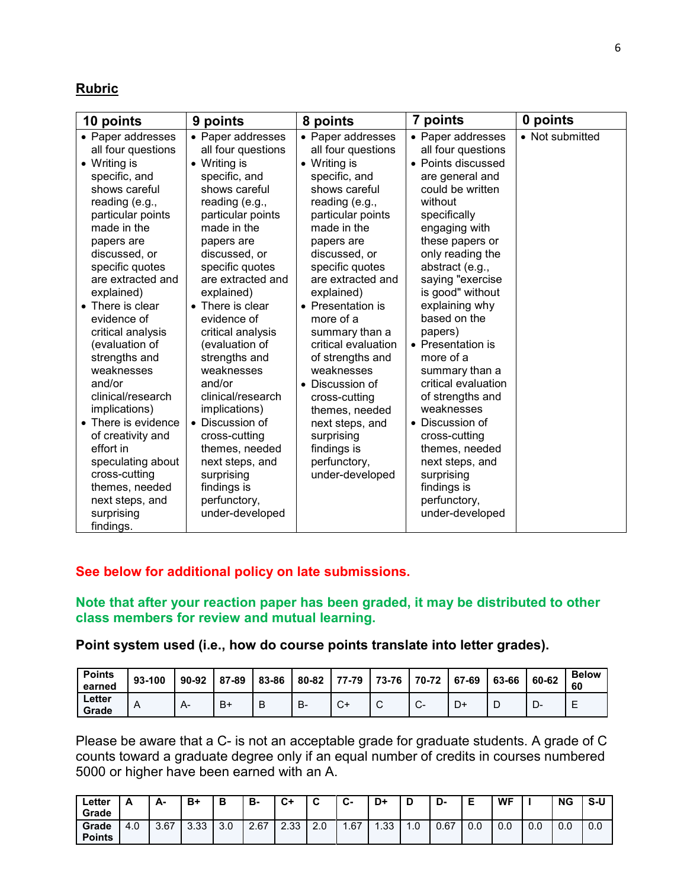## Rubric

| 10 points | 9 points | 8 points | 7 points | 0 points |
|---|---|---|---|---|
| • Paper addresses all four questions<br>• Writing is specific, and shows careful reading (e.g., particular points made in the papers are discussed, or specific quotes are extracted and explained)<br>• There is clear evidence of critical analysis (evaluation of strengths and weaknesses and/or clinical/research implications)<br>• There is evidence of creativity and effort in speculating about cross-cutting themes, needed next steps, and surprising findings. | • Paper addresses all four questions<br>• Writing is specific, and shows careful reading (e.g., particular points made in the papers are discussed, or specific quotes are extracted and explained)<br>• There is clear evidence of critical analysis (evaluation of strengths and weaknesses and/or clinical/research implications)<br>• Discussion of cross-cutting themes, needed next steps, and surprising findings is perfunctory, under-developed | • Paper addresses all four questions<br>• Writing is specific, and shows careful reading (e.g., particular points made in the papers are discussed, or specific quotes are extracted and explained)<br>• Presentation is more of a summary than a critical evaluation of strengths and weaknesses<br>• Discussion of cross-cutting themes, needed next steps, and surprising findings is perfunctory, under-developed | • Paper addresses all four questions<br>• Points discussed are general and could be written without specifically engaging with these papers or only reading the abstract (e.g., saying "exercise is good" without explaining why based on the papers)<br>• Presentation is more of a summary than a critical evaluation of strengths and weaknesses<br>• Discussion of cross-cutting themes, needed next steps, and surprising findings is perfunctory, under-developed | • Not submitted |

**See below for additional policy on late submissions.**

**Note that after your reaction paper has been graded, it may be distributed to other class members for review and mutual learning.**

**Point system used (i.e., how do course points translate into letter grades).**

| Points earned | 93-100 | 90-92 | 87-89 | 83-86 | 80-82 | 77-79 | 73-76 | 70-72 | 67-69 | 63-66 | 60-62 | Below 60 |
|---|---|---|---|---|---|---|---|---|---|---|---|---|
| Letter Grade | A | A- | B+ | B | B- | C+ | C | C- | D+ | D | D- | E |

Please be aware that a C- is not an acceptable grade for graduate students. A grade of C counts toward a graduate degree only if an equal number of credits in courses numbered 5000 or higher have been earned with an A.

| Letter Grade | A | A- | B+ | B | B- | C+ | C | C- | D+ | D | D- | E | WF | I | NG | S-U |
|---|---|---|---|---|---|---|---|---|---|---|---|---|---|---|---|---|
| Grade Points | 4.0 | 3.67 | 3.33 | 3.0 | 2.67 | 2.33 | 2.0 | 1.67 | 1.33 | 1.0 | 0.67 | 0.0 | 0.0 | 0.0 | 0.0 | 0.0 |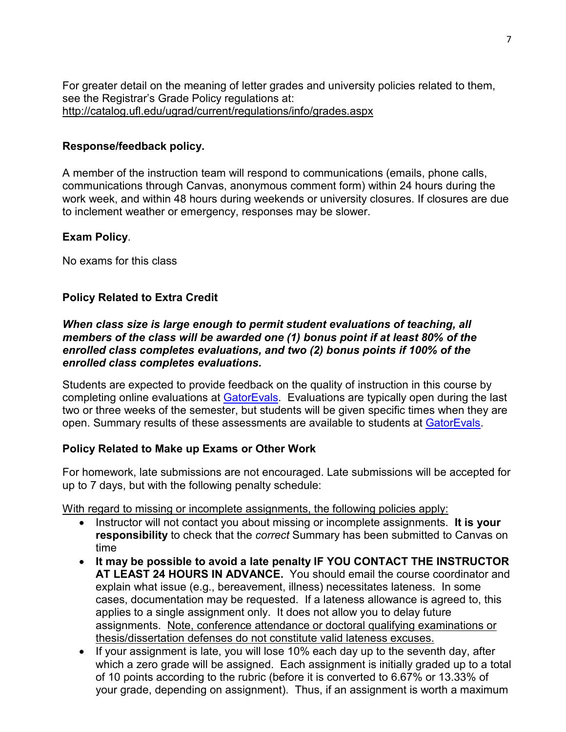For greater detail on the meaning of letter grades and university policies related to them, see the Registrar's Grade Policy regulations at: http://catalog.ufl.edu/ugrad/current/regulations/info/grades.aspx

**Response/feedback policy.**

A member of the instruction team will respond to communications (emails, phone calls, communications through Canvas, anonymous comment form) within 24 hours during the work week, and within 48 hours during weekends or university closures. If closures are due to inclement weather or emergency, responses may be slower.

**Exam Policy**.

No exams for this class

**Policy Related to Extra Credit**

***When class size is large enough to permit student evaluations of teaching, all members of the class will be awarded one (1) bonus point if at least 80% of the enrolled class completes evaluations, and two (2) bonus points if 100% of the enrolled class completes evaluations.***

Students are expected to provide feedback on the quality of instruction in this course by completing online evaluations at GatorEvals. Evaluations are typically open during the last two or three weeks of the semester, but students will be given specific times when they are open. Summary results of these assessments are available to students at GatorEvals.

**Policy Related to Make up Exams or Other Work**

For homework, late submissions are not encouraged. Late submissions will be accepted for up to 7 days, but with the following penalty schedule:

With regard to missing or incomplete assignments, the following policies apply:

- Instructor will not contact you about missing or incomplete assignments. **It is your responsibility** to check that the *correct* Summary has been submitted to Canvas on time
- **It may be possible to avoid a late penalty IF YOU CONTACT THE INSTRUCTOR AT LEAST 24 HOURS IN ADVANCE.** You should email the course coordinator and explain what issue (e.g., bereavement, illness) necessitates lateness. In some cases, documentation may be requested. If a lateness allowance is agreed to, this applies to a single assignment only. It does not allow you to delay future assignments. Note, conference attendance or doctoral qualifying examinations or thesis/dissertation defenses do not constitute valid lateness excuses.
- If your assignment is late, you will lose 10% each day up to the seventh day, after which a zero grade will be assigned. Each assignment is initially graded up to a total of 10 points according to the rubric (before it is converted to 6.67% or 13.33% of your grade, depending on assignment). Thus, if an assignment is worth a maximum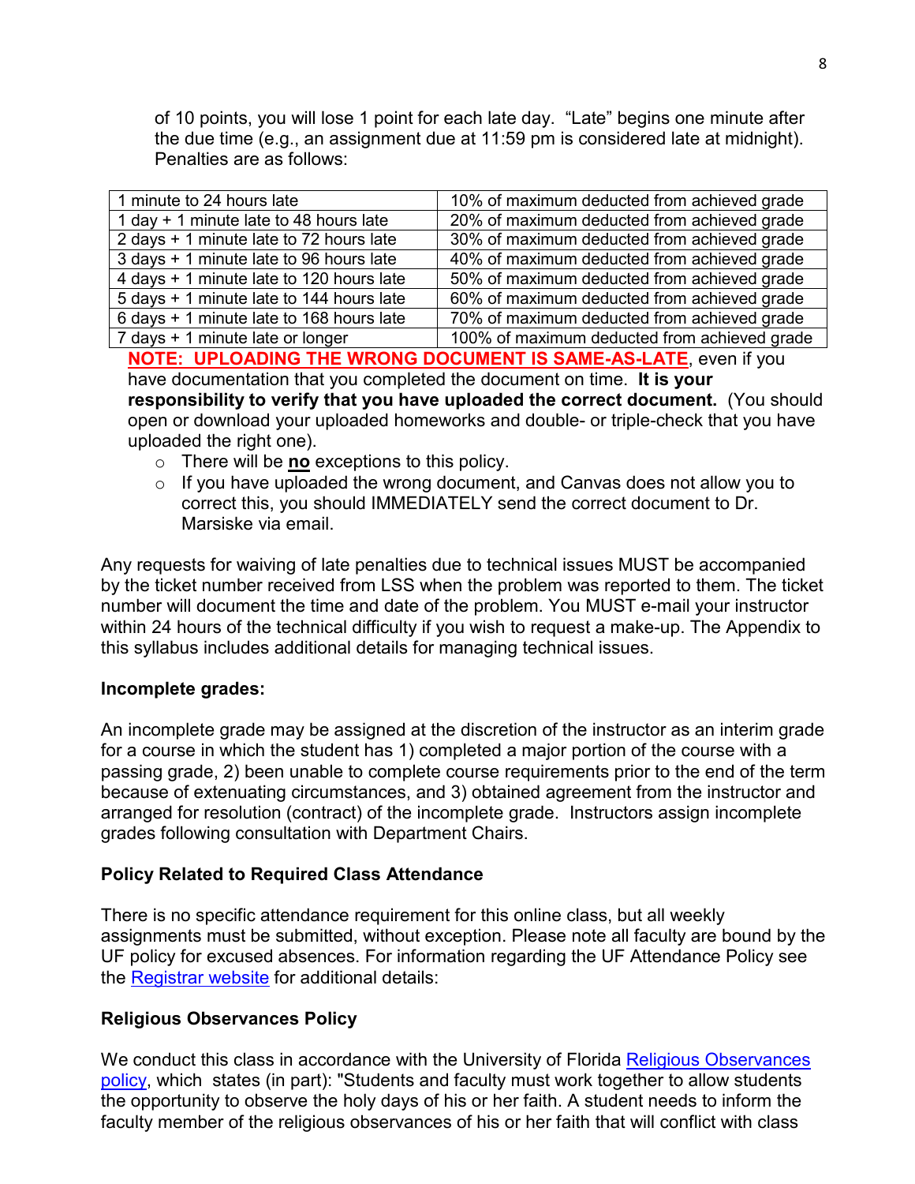of 10 points, you will lose 1 point for each late day. "Late" begins one minute after the due time (e.g., an assignment due at 11:59 pm is considered late at midnight). Penalties are as follows:

| 1 minute to 24 hours late | 10% of maximum deducted from achieved grade |
|---|---|
| 1 day + 1 minute late to 48 hours late | 20% of maximum deducted from achieved grade |
| 2 days + 1 minute late to 72 hours late | 30% of maximum deducted from achieved grade |
| 3 days + 1 minute late to 96 hours late | 40% of maximum deducted from achieved grade |
| 4 days + 1 minute late to 120 hours late | 50% of maximum deducted from achieved grade |
| 5 days + 1 minute late to 144 hours late | 60% of maximum deducted from achieved grade |
| 6 days + 1 minute late to 168 hours late | 70% of maximum deducted from achieved grade |
| 7 days + 1 minute late or longer | 100% of maximum deducted from achieved grade |

**NOTE: UPLOADING THE WRONG DOCUMENT IS SAME-AS-LATE**, even if you have documentation that you completed the document on time. **It is your responsibility to verify that you have uploaded the correct document.** (You should open or download your uploaded homeworks and double- or triple-check that you have uploaded the right one).

- There will be **no** exceptions to this policy.
- If you have uploaded the wrong document, and Canvas does not allow you to correct this, you should IMMEDIATELY send the correct document to Dr. Marsiske via email.

Any requests for waiving of late penalties due to technical issues MUST be accompanied by the ticket number received from LSS when the problem was reported to them. The ticket number will document the time and date of the problem. You MUST e-mail your instructor within 24 hours of the technical difficulty if you wish to request a make-up. The Appendix to this syllabus includes additional details for managing technical issues.

**Incomplete grades:**

An incomplete grade may be assigned at the discretion of the instructor as an interim grade for a course in which the student has 1) completed a major portion of the course with a passing grade, 2) been unable to complete course requirements prior to the end of the term because of extenuating circumstances, and 3) obtained agreement from the instructor and arranged for resolution (contract) of the incomplete grade. Instructors assign incomplete grades following consultation with Department Chairs.

**Policy Related to Required Class Attendance**

There is no specific attendance requirement for this online class, but all weekly assignments must be submitted, without exception. Please note all faculty are bound by the UF policy for excused absences. For information regarding the UF Attendance Policy see the Registrar website for additional details:

**Religious Observances Policy**

We conduct this class in accordance with the University of Florida Religious Observances policy, which states (in part): "Students and faculty must work together to allow students the opportunity to observe the holy days of his or her faith. A student needs to inform the faculty member of the religious observances of his or her faith that will conflict with class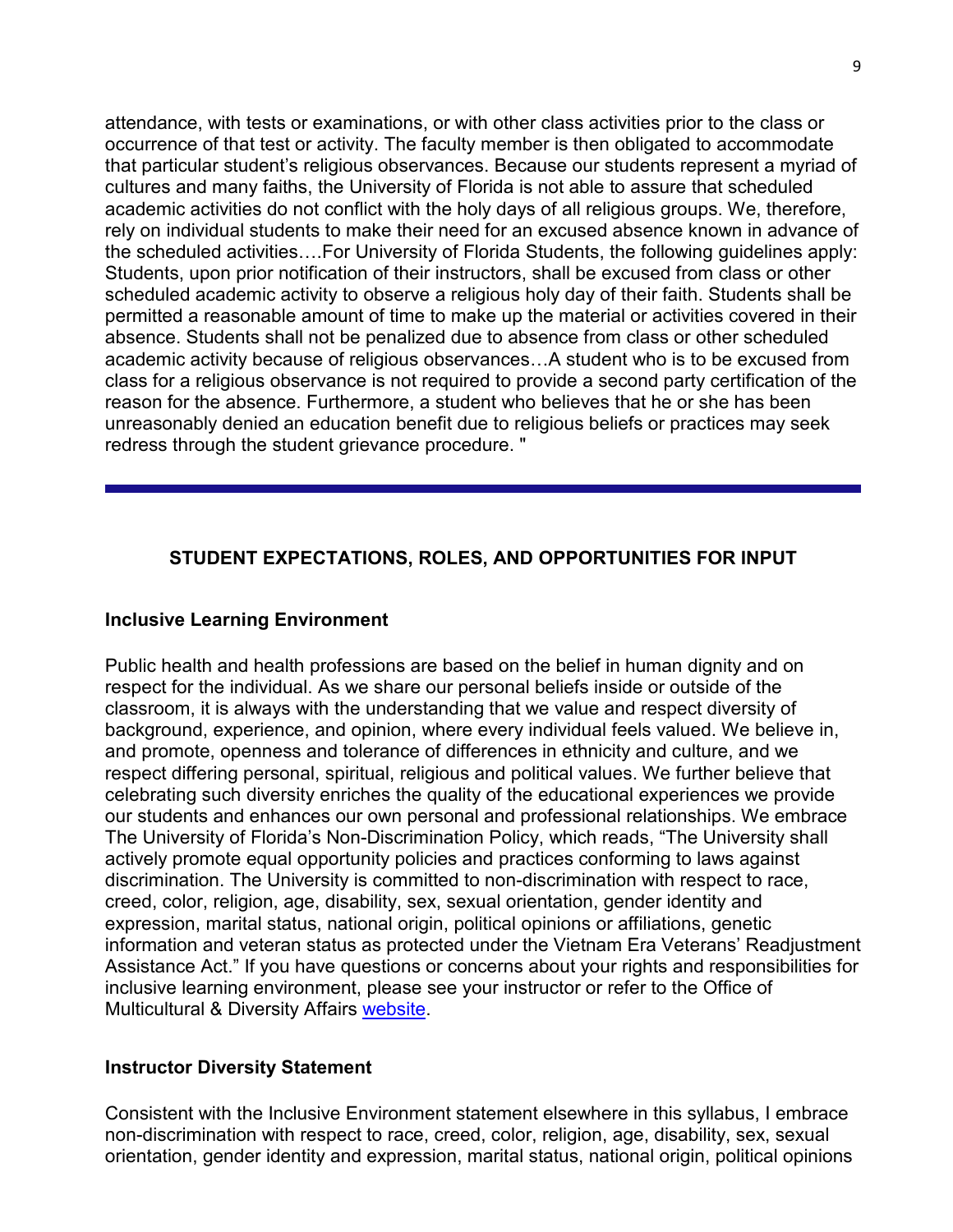attendance, with tests or examinations, or with other class activities prior to the class or occurrence of that test or activity. The faculty member is then obligated to accommodate that particular student's religious observances. Because our students represent a myriad of cultures and many faiths, the University of Florida is not able to assure that scheduled academic activities do not conflict with the holy days of all religious groups. We, therefore, rely on individual students to make their need for an excused absence known in advance of the scheduled activities….For University of Florida Students, the following guidelines apply: Students, upon prior notification of their instructors, shall be excused from class or other scheduled academic activity to observe a religious holy day of their faith. Students shall be permitted a reasonable amount of time to make up the material or activities covered in their absence. Students shall not be penalized due to absence from class or other scheduled academic activity because of religious observances…A student who is to be excused from class for a religious observance is not required to provide a second party certification of the reason for the absence. Furthermore, a student who believes that he or she has been unreasonably denied an education benefit due to religious beliefs or practices may seek redress through the student grievance procedure. "

---

## STUDENT EXPECTATIONS, ROLES, AND OPPORTUNITIES FOR INPUT

### Inclusive Learning Environment

Public health and health professions are based on the belief in human dignity and on respect for the individual. As we share our personal beliefs inside or outside of the classroom, it is always with the understanding that we value and respect diversity of background, experience, and opinion, where every individual feels valued. We believe in, and promote, openness and tolerance of differences in ethnicity and culture, and we respect differing personal, spiritual, religious and political values. We further believe that celebrating such diversity enriches the quality of the educational experiences we provide our students and enhances our own personal and professional relationships. We embrace The University of Florida's Non-Discrimination Policy, which reads, "The University shall actively promote equal opportunity policies and practices conforming to laws against discrimination. The University is committed to non-discrimination with respect to race, creed, color, religion, age, disability, sex, sexual orientation, gender identity and expression, marital status, national origin, political opinions or affiliations, genetic information and veteran status as protected under the Vietnam Era Veterans' Readjustment Assistance Act." If you have questions or concerns about your rights and responsibilities for inclusive learning environment, please see your instructor or refer to the Office of Multicultural & Diversity Affairs website.

### Instructor Diversity Statement

Consistent with the Inclusive Environment statement elsewhere in this syllabus, I embrace non-discrimination with respect to race, creed, color, religion, age, disability, sex, sexual orientation, gender identity and expression, marital status, national origin, political opinions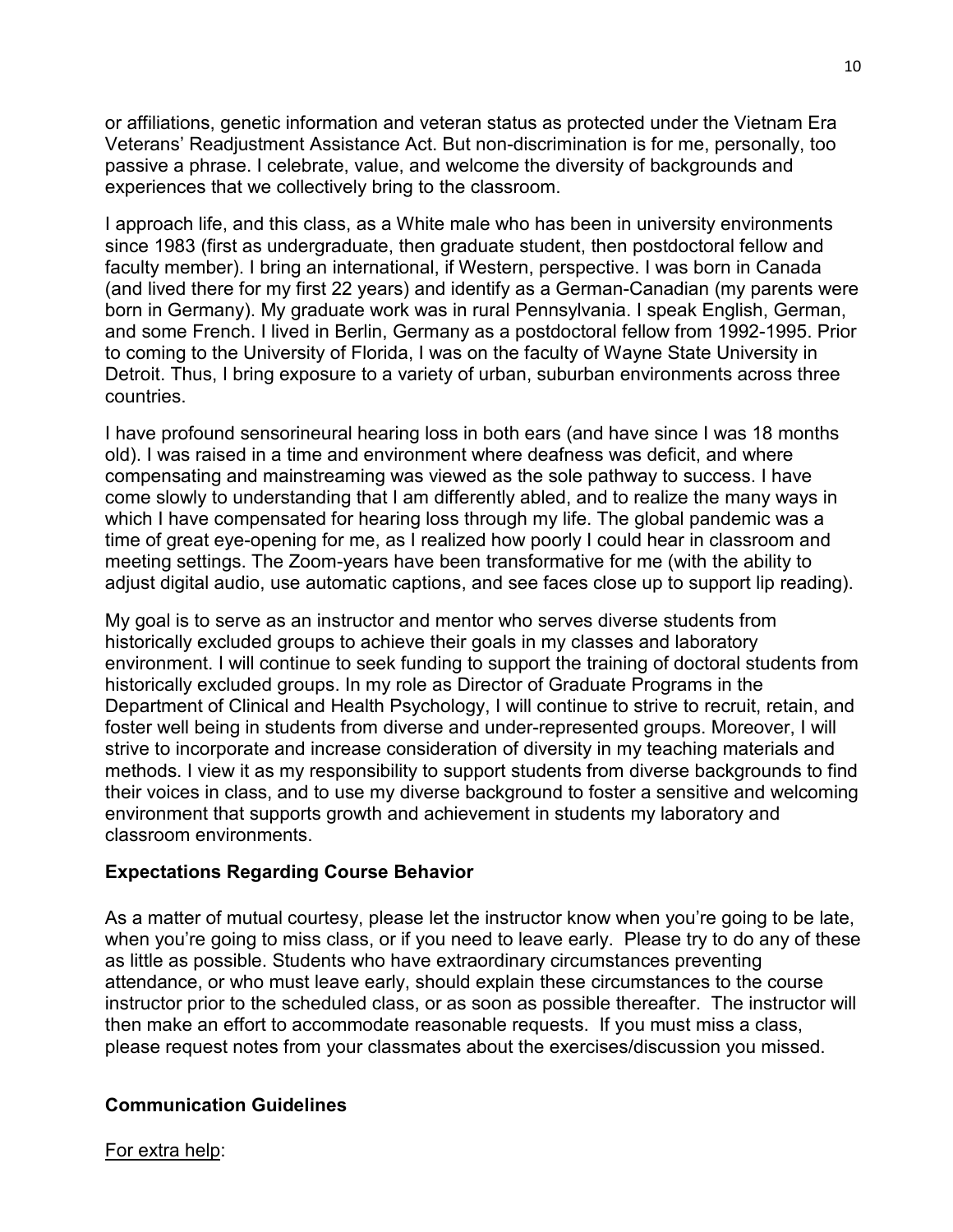or affiliations, genetic information and veteran status as protected under the Vietnam Era Veterans' Readjustment Assistance Act. But non-discrimination is for me, personally, too passive a phrase. I celebrate, value, and welcome the diversity of backgrounds and experiences that we collectively bring to the classroom.

I approach life, and this class, as a White male who has been in university environments since 1983 (first as undergraduate, then graduate student, then postdoctoral fellow and faculty member). I bring an international, if Western, perspective. I was born in Canada (and lived there for my first 22 years) and identify as a German-Canadian (my parents were born in Germany). My graduate work was in rural Pennsylvania. I speak English, German, and some French. I lived in Berlin, Germany as a postdoctoral fellow from 1992-1995. Prior to coming to the University of Florida, I was on the faculty of Wayne State University in Detroit. Thus, I bring exposure to a variety of urban, suburban environments across three countries.

I have profound sensorineural hearing loss in both ears (and have since I was 18 months old). I was raised in a time and environment where deafness was deficit, and where compensating and mainstreaming was viewed as the sole pathway to success. I have come slowly to understanding that I am differently abled, and to realize the many ways in which I have compensated for hearing loss through my life. The global pandemic was a time of great eye-opening for me, as I realized how poorly I could hear in classroom and meeting settings. The Zoom-years have been transformative for me (with the ability to adjust digital audio, use automatic captions, and see faces close up to support lip reading).

My goal is to serve as an instructor and mentor who serves diverse students from historically excluded groups to achieve their goals in my classes and laboratory environment. I will continue to seek funding to support the training of doctoral students from historically excluded groups. In my role as Director of Graduate Programs in the Department of Clinical and Health Psychology, I will continue to strive to recruit, retain, and foster well being in students from diverse and under-represented groups. Moreover, I will strive to incorporate and increase consideration of diversity in my teaching materials and methods. I view it as my responsibility to support students from diverse backgrounds to find their voices in class, and to use my diverse background to foster a sensitive and welcoming environment that supports growth and achievement in students my laboratory and classroom environments.

**Expectations Regarding Course Behavior**

As a matter of mutual courtesy, please let the instructor know when you're going to be late, when you're going to miss class, or if you need to leave early. Please try to do any of these as little as possible. Students who have extraordinary circumstances preventing attendance, or who must leave early, should explain these circumstances to the course instructor prior to the scheduled class, or as soon as possible thereafter. The instructor will then make an effort to accommodate reasonable requests. If you must miss a class, please request notes from your classmates about the exercises/discussion you missed.

**Communication Guidelines**

For extra help: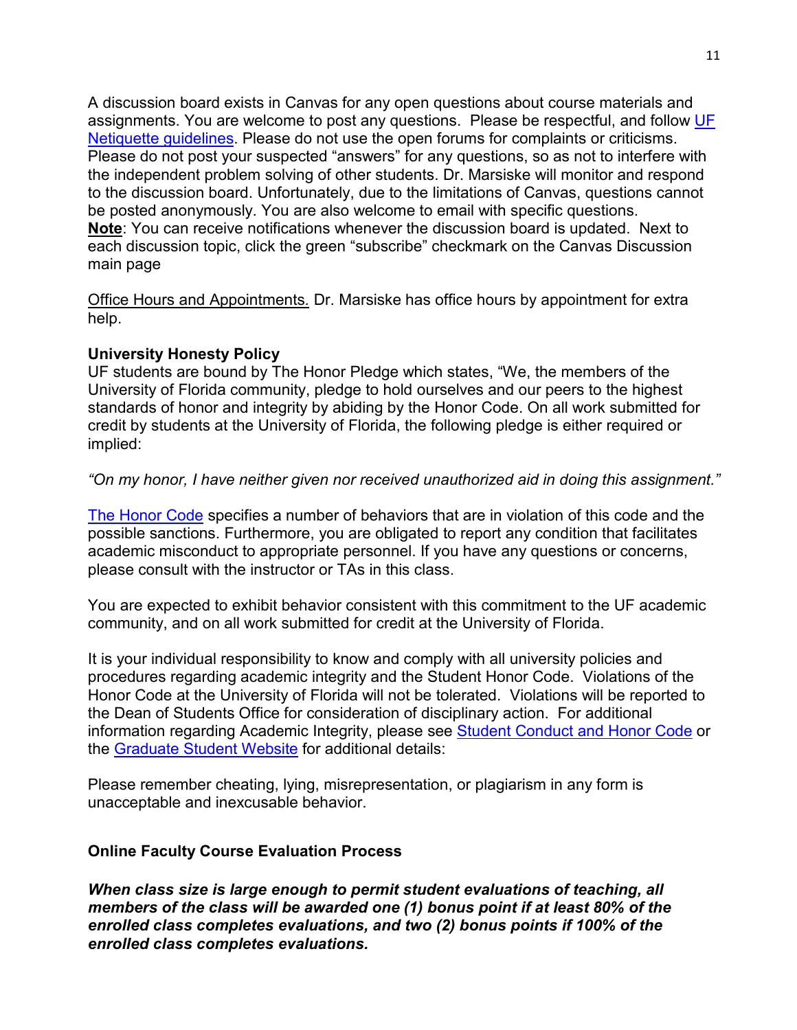A discussion board exists in Canvas for any open questions about course materials and assignments. You are welcome to post any questions. Please be respectful, and follow UF Netiquette guidelines. Please do not use the open forums for complaints or criticisms. Please do not post your suspected "answers" for any questions, so as not to interfere with the independent problem solving of other students. Dr. Marsiske will monitor and respond to the discussion board. Unfortunately, due to the limitations of Canvas, questions cannot be posted anonymously. You are also welcome to email with specific questions.
**Note**: You can receive notifications whenever the discussion board is updated. Next to each discussion topic, click the green "subscribe" checkmark on the Canvas Discussion main page

Office Hours and Appointments. Dr. Marsiske has office hours by appointment for extra help.

**University Honesty Policy**
UF students are bound by The Honor Pledge which states, "We, the members of the University of Florida community, pledge to hold ourselves and our peers to the highest standards of honor and integrity by abiding by the Honor Code. On all work submitted for credit by students at the University of Florida, the following pledge is either required or implied:

*"On my honor, I have neither given nor received unauthorized aid in doing this assignment."*

The Honor Code specifies a number of behaviors that are in violation of this code and the possible sanctions. Furthermore, you are obligated to report any condition that facilitates academic misconduct to appropriate personnel. If you have any questions or concerns, please consult with the instructor or TAs in this class.

You are expected to exhibit behavior consistent with this commitment to the UF academic community, and on all work submitted for credit at the University of Florida.

It is your individual responsibility to know and comply with all university policies and procedures regarding academic integrity and the Student Honor Code. Violations of the Honor Code at the University of Florida will not be tolerated. Violations will be reported to the Dean of Students Office for consideration of disciplinary action. For additional information regarding Academic Integrity, please see Student Conduct and Honor Code or the Graduate Student Website for additional details:

Please remember cheating, lying, misrepresentation, or plagiarism in any form is unacceptable and inexcusable behavior.

**Online Faculty Course Evaluation Process**

***When class size is large enough to permit student evaluations of teaching, all members of the class will be awarded one (1) bonus point if at least 80% of the enrolled class completes evaluations, and two (2) bonus points if 100% of the enrolled class completes evaluations.***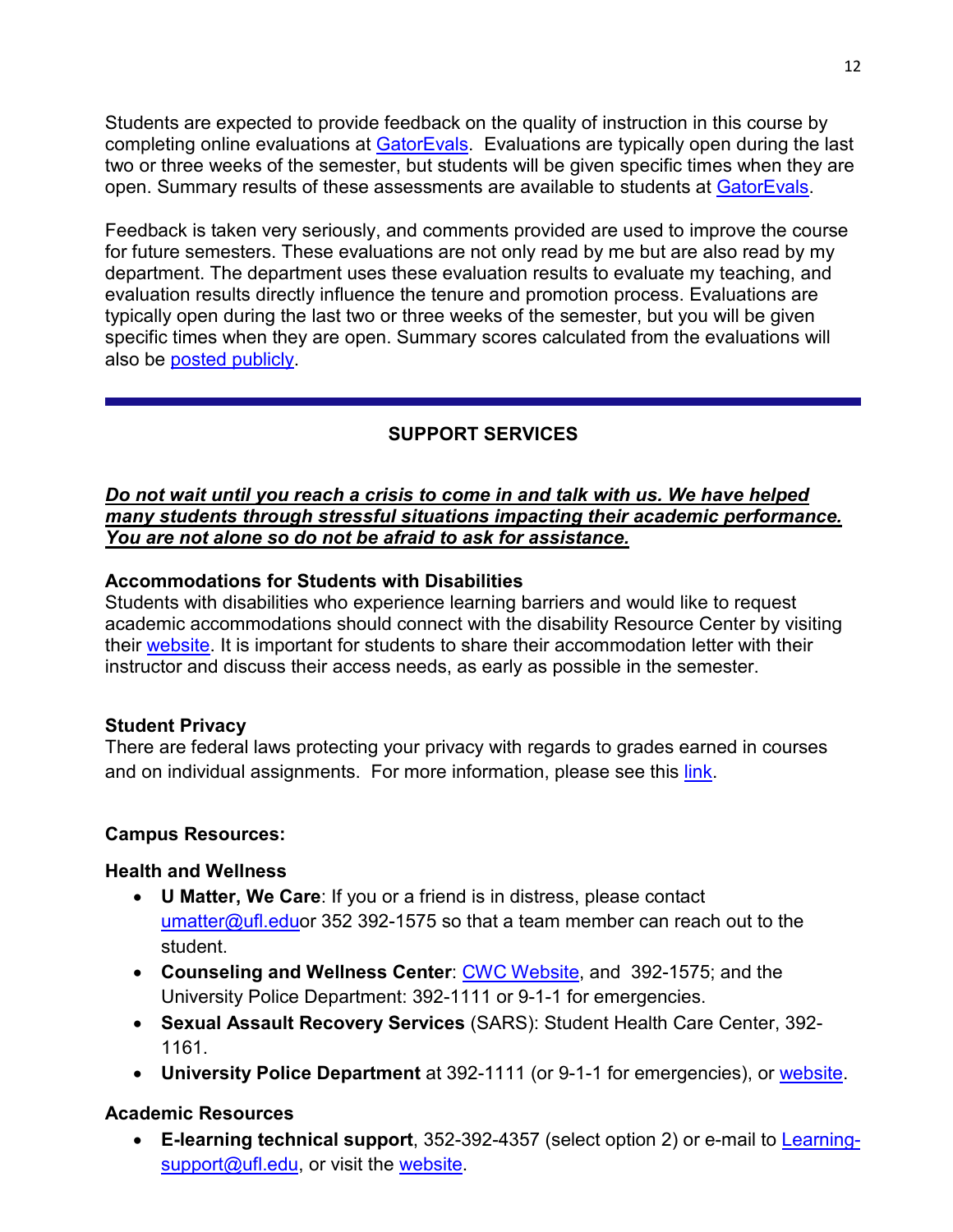Students are expected to provide feedback on the quality of instruction in this course by completing online evaluations at GatorEvals. Evaluations are typically open during the last two or three weeks of the semester, but students will be given specific times when they are open. Summary results of these assessments are available to students at GatorEvals.

Feedback is taken very seriously, and comments provided are used to improve the course for future semesters. These evaluations are not only read by me but are also read by my department. The department uses these evaluation results to evaluate my teaching, and evaluation results directly influence the tenure and promotion process. Evaluations are typically open during the last two or three weeks of the semester, but you will be given specific times when they are open. Summary scores calculated from the evaluations will also be posted publicly.

---

## SUPPORT SERVICES

***Do not wait until you reach a crisis to come in and talk with us. We have helped many students through stressful situations impacting their academic performance. You are not alone so do not be afraid to ask for assistance.***

**Accommodations for Students with Disabilities**
Students with disabilities who experience learning barriers and would like to request academic accommodations should connect with the disability Resource Center by visiting their website. It is important for students to share their accommodation letter with their instructor and discuss their access needs, as early as possible in the semester.

**Student Privacy**
There are federal laws protecting your privacy with regards to grades earned in courses and on individual assignments. For more information, please see this link.

**Campus Resources:**

**Health and Wellness**

- **U Matter, We Care**: If you or a friend is in distress, please contact umatter@ufl.eduor 352 392-1575 so that a team member can reach out to the student.
- **Counseling and Wellness Center**: CWC Website, and 392-1575; and the University Police Department: 392-1111 or 9-1-1 for emergencies.
- **Sexual Assault Recovery Services** (SARS): Student Health Care Center, 392-1161.
- **University Police Department** at 392-1111 (or 9-1-1 for emergencies), or website.

**Academic Resources**

- **E-learning technical support**, 352-392-4357 (select option 2) or e-mail to Learning-support@ufl.edu, or visit the website.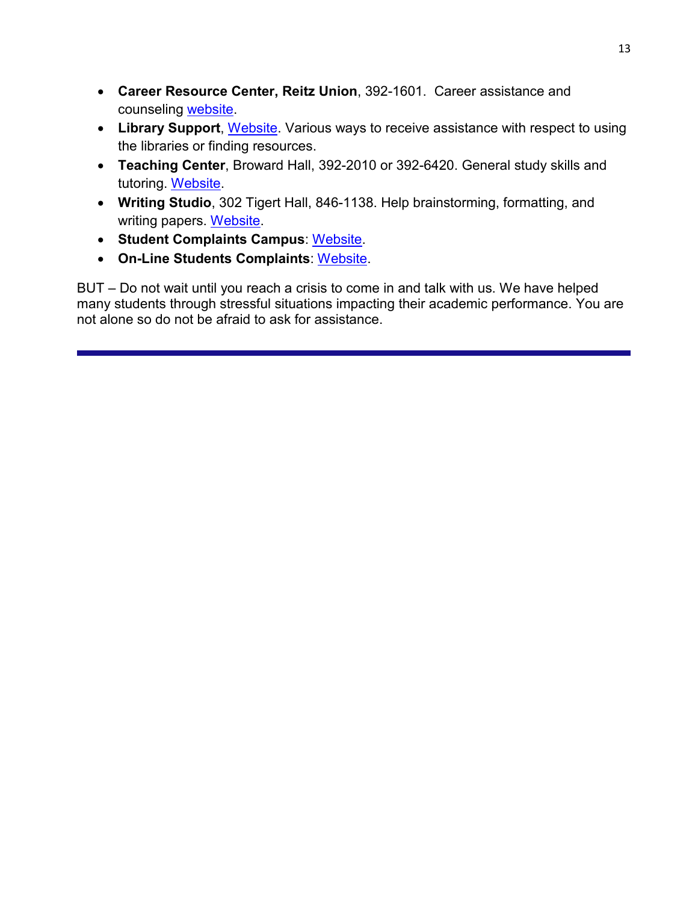- **Career Resource Center, Reitz Union**, 392-1601. Career assistance and counseling website.
- **Library Support**, Website. Various ways to receive assistance with respect to using the libraries or finding resources.
- **Teaching Center**, Broward Hall, 392-2010 or 392-6420. General study skills and tutoring. Website.
- **Writing Studio**, 302 Tigert Hall, 846-1138. Help brainstorming, formatting, and writing papers. Website.
- **Student Complaints Campus**: Website.
- **On-Line Students Complaints**: Website.

BUT – Do not wait until you reach a crisis to come in and talk with us. We have helped many students through stressful situations impacting their academic performance. You are not alone so do not be afraid to ask for assistance.

---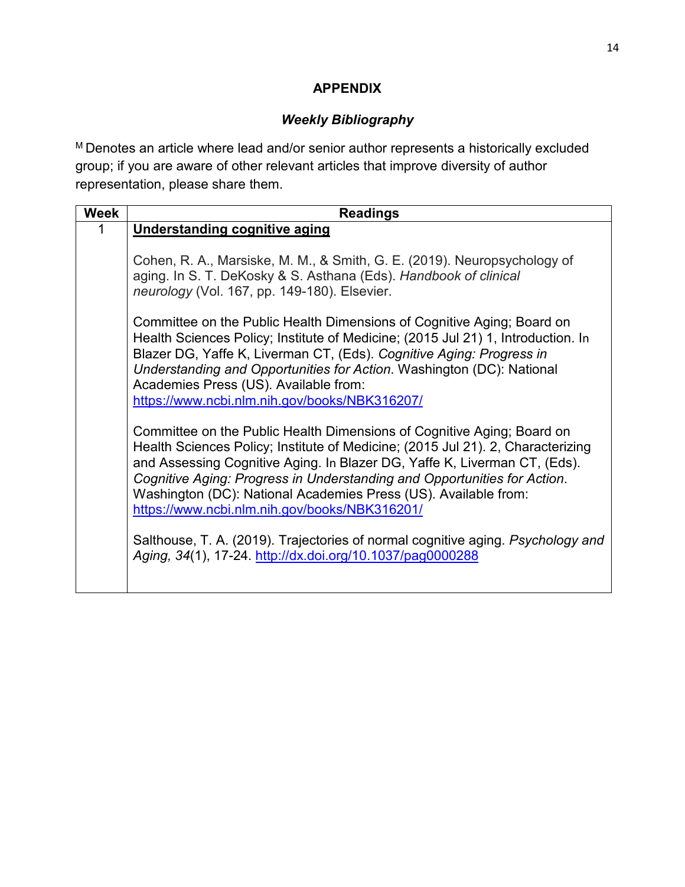## APPENDIX

### *Weekly Bibliography*

[M] Denotes an article where lead and/or senior author represents a historically excluded group; if you are aware of other relevant articles that improve diversity of author representation, please share them.

| Week | Readings |
|---|---|
| 1 | **Understanding cognitive aging**<br><br>Cohen, R. A., Marsiske, M. M., & Smith, G. E. (2019). Neuropsychology of aging. In S. T. DeKosky & S. Asthana (Eds). *Handbook of clinical neurology* (Vol. 167, pp. 149-180). Elsevier.<br><br>Committee on the Public Health Dimensions of Cognitive Aging; Board on Health Sciences Policy; Institute of Medicine; (2015 Jul 21) 1, Introduction. In Blazer DG, Yaffe K, Liverman CT, (Eds). *Cognitive Aging: Progress in Understanding and Opportunities for Action*. Washington (DC): National Academies Press (US). Available from: https://www.ncbi.nlm.nih.gov/books/NBK316207/<br><br>Committee on the Public Health Dimensions of Cognitive Aging; Board on Health Sciences Policy; Institute of Medicine; (2015 Jul 21). 2, Characterizing and Assessing Cognitive Aging. In Blazer DG, Yaffe K, Liverman CT, (Eds). *Cognitive Aging: Progress in Understanding and Opportunities for Action*. Washington (DC): National Academies Press (US). Available from: https://www.ncbi.nlm.nih.gov/books/NBK316201/<br><br>Salthouse, T. A. (2019). Trajectories of normal cognitive aging. *Psychology and Aging, 34*(1), 17-24. http://dx.doi.org/10.1037/pag0000288 |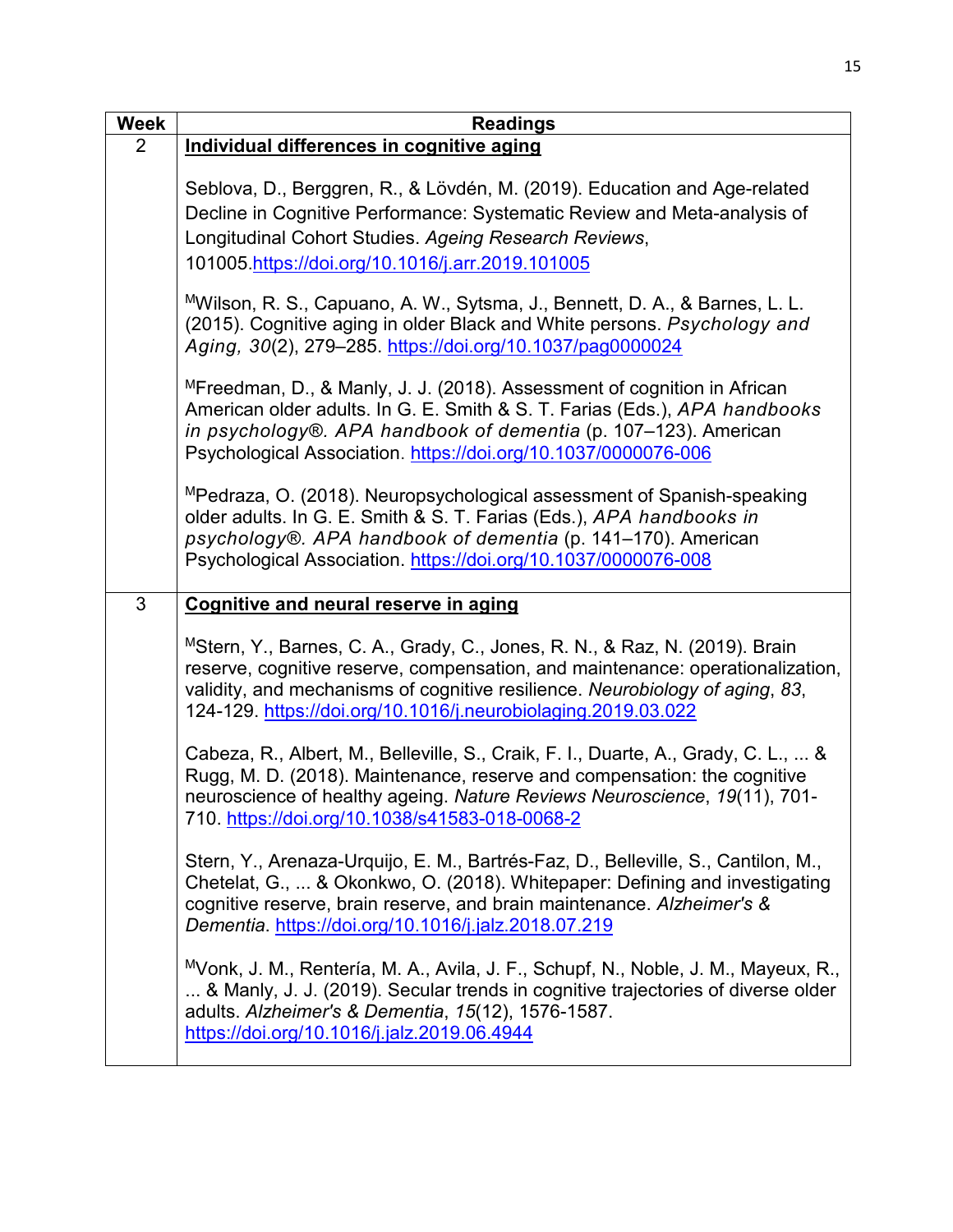| Week | Readings |
|---|---|
| 2 | **Individual differences in cognitive aging**<br><br>Seblova, D., Berggren, R., & Lövdén, M. (2019). Education and Age-related Decline in Cognitive Performance: Systematic Review and Meta-analysis of Longitudinal Cohort Studies. *Ageing Research Reviews*, 101005.https://doi.org/10.1016/j.arr.2019.101005<br><br>[M]Wilson, R. S., Capuano, A. W., Sytsma, J., Bennett, D. A., & Barnes, L. L. (2015). Cognitive aging in older Black and White persons. *Psychology and Aging, 30*(2), 279–285. https://doi.org/10.1037/pag0000024<br><br>[M]Freedman, D., & Manly, J. J. (2018). Assessment of cognition in African American older adults. In G. E. Smith & S. T. Farias (Eds.), *APA handbooks in psychology®. APA handbook of dementia* (p. 107–123). American Psychological Association. https://doi.org/10.1037/0000076-006<br><br>[M]Pedraza, O. (2018). Neuropsychological assessment of Spanish-speaking older adults. In G. E. Smith & S. T. Farias (Eds.), *APA handbooks in psychology®. APA handbook of dementia* (p. 141–170). American Psychological Association. https://doi.org/10.1037/0000076-008 |
| 3 | **Cognitive and neural reserve in aging**<br><br>[M]Stern, Y., Barnes, C. A., Grady, C., Jones, R. N., & Raz, N. (2019). Brain reserve, cognitive reserve, compensation, and maintenance: operationalization, validity, and mechanisms of cognitive resilience. *Neurobiology of aging*, *83*, 124-129. https://doi.org/10.1016/j.neurobiolaging.2019.03.022<br><br>Cabeza, R., Albert, M., Belleville, S., Craik, F. I., Duarte, A., Grady, C. L., ... & Rugg, M. D. (2018). Maintenance, reserve and compensation: the cognitive neuroscience of healthy ageing. *Nature Reviews Neuroscience*, *19*(11), 701-710. https://doi.org/10.1038/s41583-018-0068-2<br><br>Stern, Y., Arenaza-Urquijo, E. M., Bartrés-Faz, D., Belleville, S., Cantilon, M., Chetelat, G., ... & Okonkwo, O. (2018). Whitepaper: Defining and investigating cognitive reserve, brain reserve, and brain maintenance. *Alzheimer's & Dementia*. https://doi.org/10.1016/j.jalz.2018.07.219<br><br>[M]Vonk, J. M., Rentería, M. A., Avila, J. F., Schupf, N., Noble, J. M., Mayeux, R., ... & Manly, J. J. (2019). Secular trends in cognitive trajectories of diverse older adults. *Alzheimer's & Dementia*, *15*(12), 1576-1587. https://doi.org/10.1016/j.jalz.2019.06.4944 |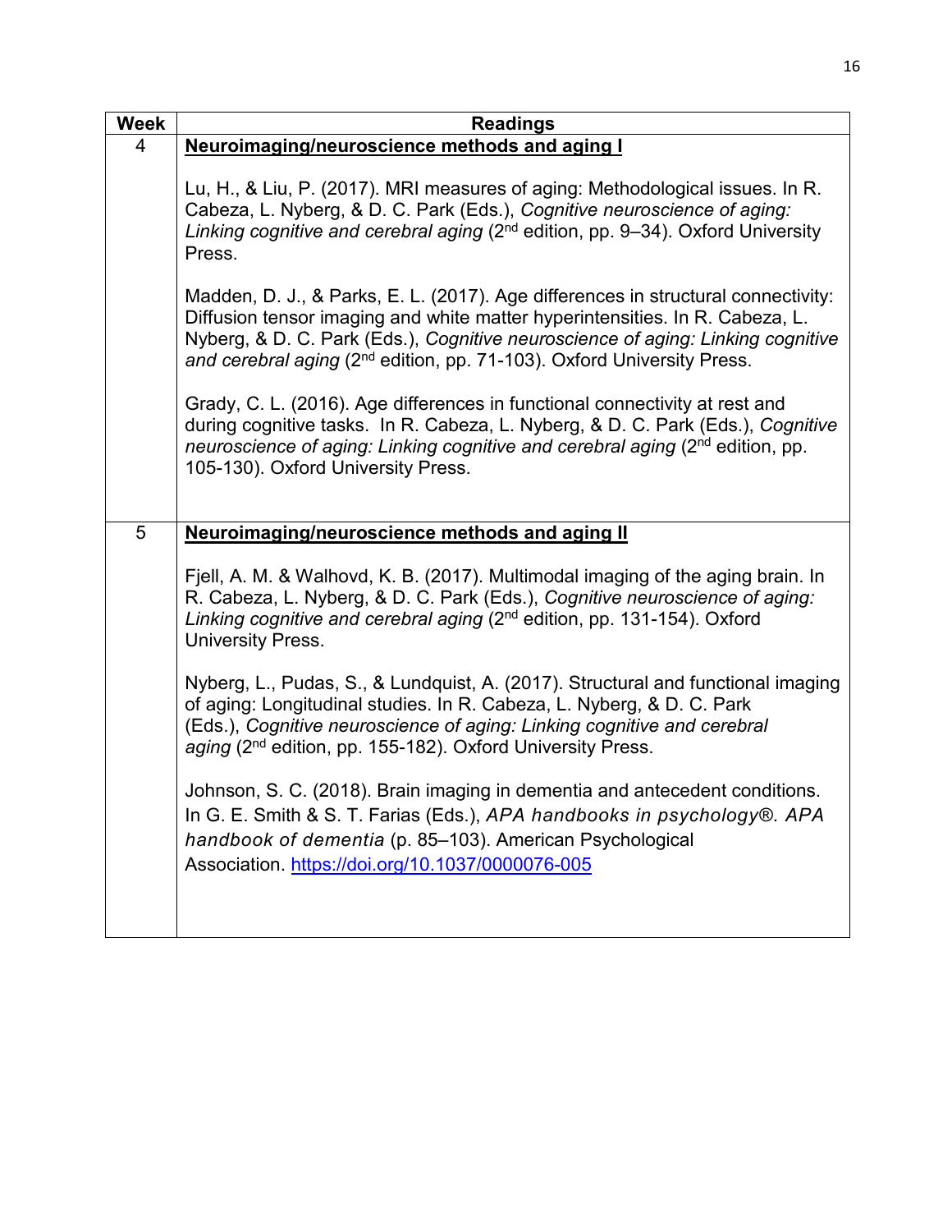| Week | Readings |
|---|---|
| 4 | **<u>Neuroimaging/neuroscience methods and aging I</u>**<br><br>Lu, H., & Liu, P. (2017). MRI measures of aging: Methodological issues. In R. Cabeza, L. Nyberg, & D. C. Park (Eds.), *Cognitive neuroscience of aging: Linking cognitive and cerebral aging* (2nd edition, pp. 9–34). Oxford University Press.<br><br>Madden, D. J., & Parks, E. L. (2017). Age differences in structural connectivity: Diffusion tensor imaging and white matter hyperintensities. In R. Cabeza, L. Nyberg, & D. C. Park (Eds.), *Cognitive neuroscience of aging: Linking cognitive and cerebral aging* (2nd edition, pp. 71-103). Oxford University Press.<br><br>Grady, C. L. (2016). Age differences in functional connectivity at rest and during cognitive tasks. In R. Cabeza, L. Nyberg, & D. C. Park (Eds.), *Cognitive neuroscience of aging: Linking cognitive and cerebral aging* (2nd edition, pp. 105-130). Oxford University Press. |
| 5 | **<u>Neuroimaging/neuroscience methods and aging II</u>**<br><br>Fjell, A. M. & Walhovd, K. B. (2017). Multimodal imaging of the aging brain. In R. Cabeza, L. Nyberg, & D. C. Park (Eds.), *Cognitive neuroscience of aging: Linking cognitive and cerebral aging* (2nd edition, pp. 131-154). Oxford University Press.<br><br>Nyberg, L., Pudas, S., & Lundquist, A. (2017). Structural and functional imaging of aging: Longitudinal studies. In R. Cabeza, L. Nyberg, & D. C. Park (Eds.), *Cognitive neuroscience of aging: Linking cognitive and cerebral aging* (2nd edition, pp. 155-182). Oxford University Press.<br><br>Johnson, S. C. (2018). Brain imaging in dementia and antecedent conditions. In G. E. Smith & S. T. Farias (Eds.), *APA handbooks in psychology®. APA handbook of dementia* (p. 85–103). American Psychological Association. https://doi.org/10.1037/0000076-005 |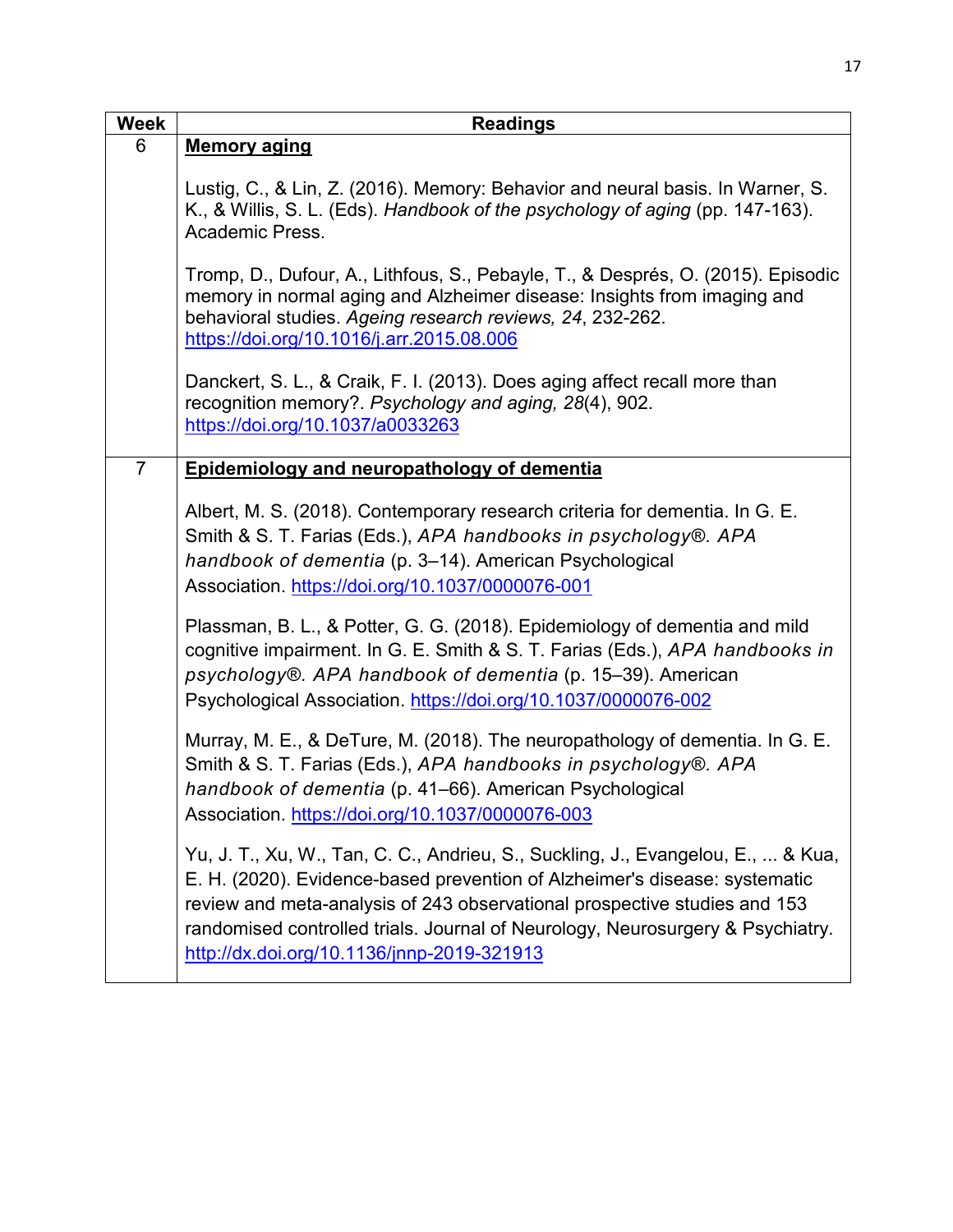| Week | Readings |
|---|---|
| 6 | **Memory aging**<br><br>Lustig, C., & Lin, Z. (2016). Memory: Behavior and neural basis. In Warner, S. K., & Willis, S. L. (Eds). *Handbook of the psychology of aging* (pp. 147-163). Academic Press.<br><br>Tromp, D., Dufour, A., Lithfous, S., Pebayle, T., & Després, O. (2015). Episodic memory in normal aging and Alzheimer disease: Insights from imaging and behavioral studies. *Ageing research reviews, 24*, 232-262. https://doi.org/10.1016/j.arr.2015.08.006<br><br>Danckert, S. L., & Craik, F. I. (2013). Does aging affect recall more than recognition memory?. *Psychology and aging, 28*(4), 902. https://doi.org/10.1037/a0033263 |
| 7 | **Epidemiology and neuropathology of dementia**<br><br>Albert, M. S. (2018). Contemporary research criteria for dementia. In G. E. Smith & S. T. Farias (Eds.), *APA handbooks in psychology®. APA handbook of dementia* (p. 3–14). American Psychological Association. https://doi.org/10.1037/0000076-001<br><br>Plassman, B. L., & Potter, G. G. (2018). Epidemiology of dementia and mild cognitive impairment. In G. E. Smith & S. T. Farias (Eds.), *APA handbooks in psychology®. APA handbook of dementia* (p. 15–39). American Psychological Association. https://doi.org/10.1037/0000076-002<br><br>Murray, M. E., & DeTure, M. (2018). The neuropathology of dementia. In G. E. Smith & S. T. Farias (Eds.), *APA handbooks in psychology®. APA handbook of dementia* (p. 41–66). American Psychological Association. https://doi.org/10.1037/0000076-003<br><br>Yu, J. T., Xu, W., Tan, C. C., Andrieu, S., Suckling, J., Evangelou, E., ... & Kua, E. H. (2020). Evidence-based prevention of Alzheimer's disease: systematic review and meta-analysis of 243 observational prospective studies and 153 randomised controlled trials. Journal of Neurology, Neurosurgery & Psychiatry. http://dx.doi.org/10.1136/jnnp-2019-321913 |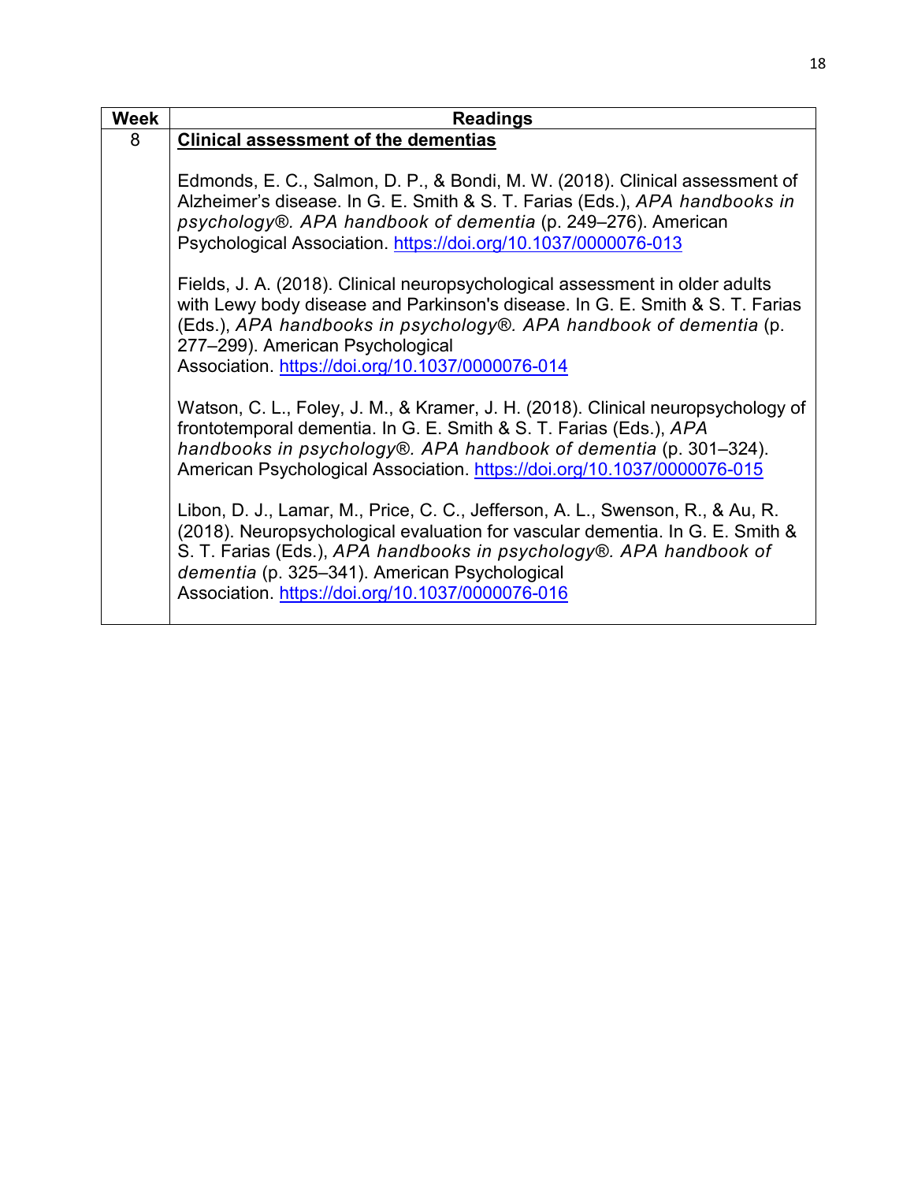| Week | Readings |
| --- | --- |
| 8 | **Clinical assessment of the dementias**<br><br>Edmonds, E. C., Salmon, D. P., & Bondi, M. W. (2018). Clinical assessment of Alzheimer's disease. In G. E. Smith & S. T. Farias (Eds.), *APA handbooks in psychology®. APA handbook of dementia* (p. 249–276). American Psychological Association. https://doi.org/10.1037/0000076-013<br><br>Fields, J. A. (2018). Clinical neuropsychological assessment in older adults with Lewy body disease and Parkinson's disease. In G. E. Smith & S. T. Farias (Eds.), *APA handbooks in psychology®. APA handbook of dementia* (p. 277–299). American Psychological Association. https://doi.org/10.1037/0000076-014<br><br>Watson, C. L., Foley, J. M., & Kramer, J. H. (2018). Clinical neuropsychology of frontotemporal dementia. In G. E. Smith & S. T. Farias (Eds.), *APA handbooks in psychology®. APA handbook of dementia* (p. 301–324). American Psychological Association. https://doi.org/10.1037/0000076-015<br><br>Libon, D. J., Lamar, M., Price, C. C., Jefferson, A. L., Swenson, R., & Au, R. (2018). Neuropsychological evaluation for vascular dementia. In G. E. Smith & S. T. Farias (Eds.), *APA handbooks in psychology®. APA handbook of dementia* (p. 325–341). American Psychological Association. https://doi.org/10.1037/0000076-016 |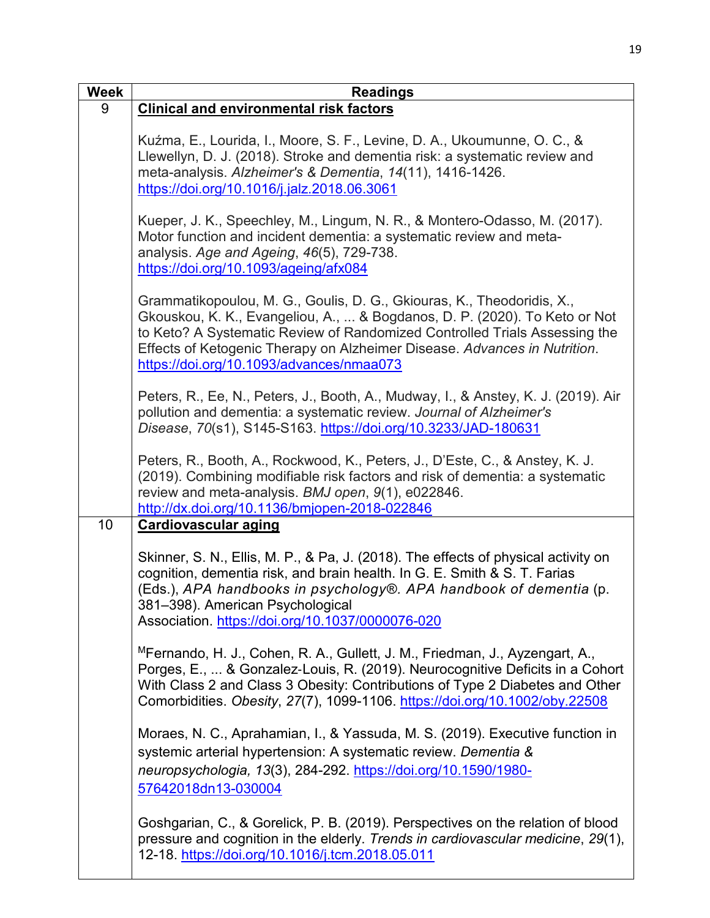| Week | Readings |
|---|---|
| 9 | **<u>Clinical and environmental risk factors</u>**<br><br>Kuźma, E., Lourida, I., Moore, S. F., Levine, D. A., Ukoumunne, O. C., & Llewellyn, D. J. (2018). Stroke and dementia risk: a systematic review and meta-analysis. *Alzheimer's & Dementia*, *14*(11), 1416-1426. https://doi.org/10.1016/j.jalz.2018.06.3061<br><br>Kueper, J. K., Speechley, M., Lingum, N. R., & Montero-Odasso, M. (2017). Motor function and incident dementia: a systematic review and meta-analysis. *Age and Ageing*, *46*(5), 729-738. https://doi.org/10.1093/ageing/afx084<br><br>Grammatikopoulou, M. G., Goulis, D. G., Gkiouras, K., Theodoridis, X., Gkouskou, K. K., Evangeliou, A., ... & Bogdanos, D. P. (2020). To Keto or Not to Keto? A Systematic Review of Randomized Controlled Trials Assessing the Effects of Ketogenic Therapy on Alzheimer Disease. *Advances in Nutrition*. https://doi.org/10.1093/advances/nmaa073<br><br>Peters, R., Ee, N., Peters, J., Booth, A., Mudway, I., & Anstey, K. J. (2019). Air pollution and dementia: a systematic review. *Journal of Alzheimer's Disease*, *70*(s1), S145-S163. https://doi.org/10.3233/JAD-180631<br><br>Peters, R., Booth, A., Rockwood, K., Peters, J., D'Este, C., & Anstey, K. J. (2019). Combining modifiable risk factors and risk of dementia: a systematic review and meta-analysis. *BMJ open*, *9*(1), e022846. http://dx.doi.org/10.1136/bmjopen-2018-022846 |
| 10 | **<u>Cardiovascular aging</u>**<br><br>Skinner, S. N., Ellis, M. P., & Pa, J. (2018). The effects of physical activity on cognition, dementia risk, and brain health. In G. E. Smith & S. T. Farias (Eds.), *APA handbooks in psychology®. APA handbook of dementia* (p. 381–398). American Psychological Association. https://doi.org/10.1037/0000076-020<br><br>[M]Fernando, H. J., Cohen, R. A., Gullett, J. M., Friedman, J., Ayzengart, A., Porges, E., ... & Gonzalez-Louis, R. (2019). Neurocognitive Deficits in a Cohort With Class 2 and Class 3 Obesity: Contributions of Type 2 Diabetes and Other Comorbidities. *Obesity*, *27*(7), 1099-1106. https://doi.org/10.1002/oby.22508<br><br>Moraes, N. C., Aprahamian, I., & Yassuda, M. S. (2019). Executive function in systemic arterial hypertension: A systematic review. *Dementia & neuropsychologia, 13*(3), 284-292. https://doi.org/10.1590/1980-57642018dn13-030004<br><br>Goshgarian, C., & Gorelick, P. B. (2019). Perspectives on the relation of blood pressure and cognition in the elderly. *Trends in cardiovascular medicine*, *29*(1), 12-18. https://doi.org/10.1016/j.tcm.2018.05.011 |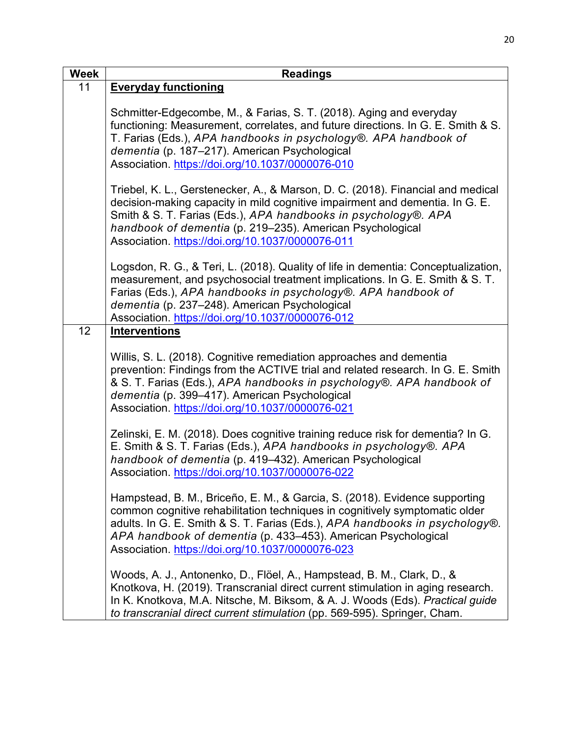| Week | Readings |
|---|---|
| 11 | **<u>Everyday functioning</u>**<br><br>Schmitter-Edgecombe, M., & Farias, S. T. (2018). Aging and everyday functioning: Measurement, correlates, and future directions. In G. E. Smith & S. T. Farias (Eds.), *APA handbooks in psychology®. APA handbook of dementia* (p. 187–217). American Psychological Association. https://doi.org/10.1037/0000076-010<br><br>Triebel, K. L., Gerstenecker, A., & Marson, D. C. (2018). Financial and medical decision-making capacity in mild cognitive impairment and dementia. In G. E. Smith & S. T. Farias (Eds.), *APA handbooks in psychology®. APA handbook of dementia* (p. 219–235). American Psychological Association. https://doi.org/10.1037/0000076-011<br><br>Logsdon, R. G., & Teri, L. (2018). Quality of life in dementia: Conceptualization, measurement, and psychosocial treatment implications. In G. E. Smith & S. T. Farias (Eds.), *APA handbooks in psychology®. APA handbook of dementia* (p. 237–248). American Psychological Association. https://doi.org/10.1037/0000076-012 |
| 12 | **<u>Interventions</u>**<br><br>Willis, S. L. (2018). Cognitive remediation approaches and dementia prevention: Findings from the ACTIVE trial and related research. In G. E. Smith & S. T. Farias (Eds.), *APA handbooks in psychology®. APA handbook of dementia* (p. 399–417). American Psychological Association. https://doi.org/10.1037/0000076-021<br><br>Zelinski, E. M. (2018). Does cognitive training reduce risk for dementia? In G. E. Smith & S. T. Farias (Eds.), *APA handbooks in psychology®. APA handbook of dementia* (p. 419–432). American Psychological Association. https://doi.org/10.1037/0000076-022<br><br>Hampstead, B. M., Briceño, E. M., & Garcia, S. (2018). Evidence supporting common cognitive rehabilitation techniques in cognitively symptomatic older adults. In G. E. Smith & S. T. Farias (Eds.), *APA handbooks in psychology®. APA handbook of dementia* (p. 433–453). American Psychological Association. https://doi.org/10.1037/0000076-023<br><br>Woods, A. J., Antonenko, D., Flöel, A., Hampstead, B. M., Clark, D., & Knotkova, H. (2019). Transcranial direct current stimulation in aging research. In K. Knotkova, M.A. Nitsche, M. Biksom, & A. J. Woods (Eds). *Practical guide to transcranial direct current stimulation* (pp. 569-595). Springer, Cham. |